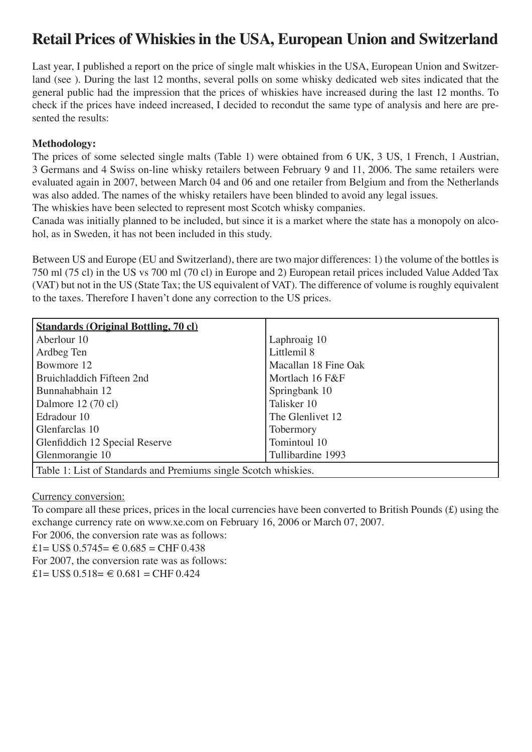# Retail Prices of Whiskies in the USA, European Union and Switzerland

Last year, I published a report on the price of single malt whiskies in the USA, European Union and Switzerland (see ). During the last 12 months, several polls on some whisky dedicated web sites indicated that the general public had the impression that the prices of whiskies have increased during the last 12 months. To check if the prices have indeed increased, I decided to recondut the same type of analysis and here are presented the results:

**Methodology:**

The prices of some selected single malts (Table 1) were obtained from 6 UK, 3 US, 1 French, 1 Austrian, 3 Germans and 4 Swiss on-line whisky retailers between February 9 and 11, 2006. The same retailers were evaluated again in 2007, between March 04 and 06 and one retailer from Belgium and from the Netherlands was also added. The names of the whisky retailers have been blinded to avoid any legal issues.

The whiskies have been selected to represent most Scotch whisky companies.

Canada was initially planned to be included, but since it is a market where the state has a monopoly on alcohol, as in Sweden, it has not been included in this study.

Between US and Europe (EU and Switzerland), there are two major differences: 1) the volume of the bottles is 750 ml (75 cl) in the US vs 700 ml (70 cl) in Europe and 2) European retail prices included Value Added Tax (VAT) but not in the US (State Tax; the US equivalent of VAT). The difference of volume is roughly equivalent to the taxes. Therefore I haven't done any correction to the US prices.

| **Standards (Original Bottling, 70 cl)** | |
|---|---|
| Aberlour 10 | Laphroaig 10 |
| Ardbeg Ten | Littlemil 8 |
| Bowmore 12 | Macallan 18 Fine Oak |
| Bruichladdich Fifteen 2nd | Mortlach 16 F&F |
| Bunnahabhain 12 | Springbank 10 |
| Dalmore 12 (70 cl) | Talisker 10 |
| Edradour 10 | The Glenlivet 12 |
| Glenfarclas 10 | Tobermory |
| Glenfiddich 12 Special Reserve | Tomintoul 10 |
| Glenmorangie 10 | Tullibardine 1993 |

Table 1: List of Standards and Premiums single Scotch whiskies.

Currency conversion:

To compare all these prices, prices in the local currencies have been converted to British Pounds (£) using the exchange currency rate on www.xe.com on February 16, 2006 or March 07, 2007.

For 2006, the conversion rate was as follows:

£1= US$ 0.5745= € 0.685 = CHF 0.438

For 2007, the conversion rate was as follows:

£1= US$ 0.518= € 0.681 = CHF 0.424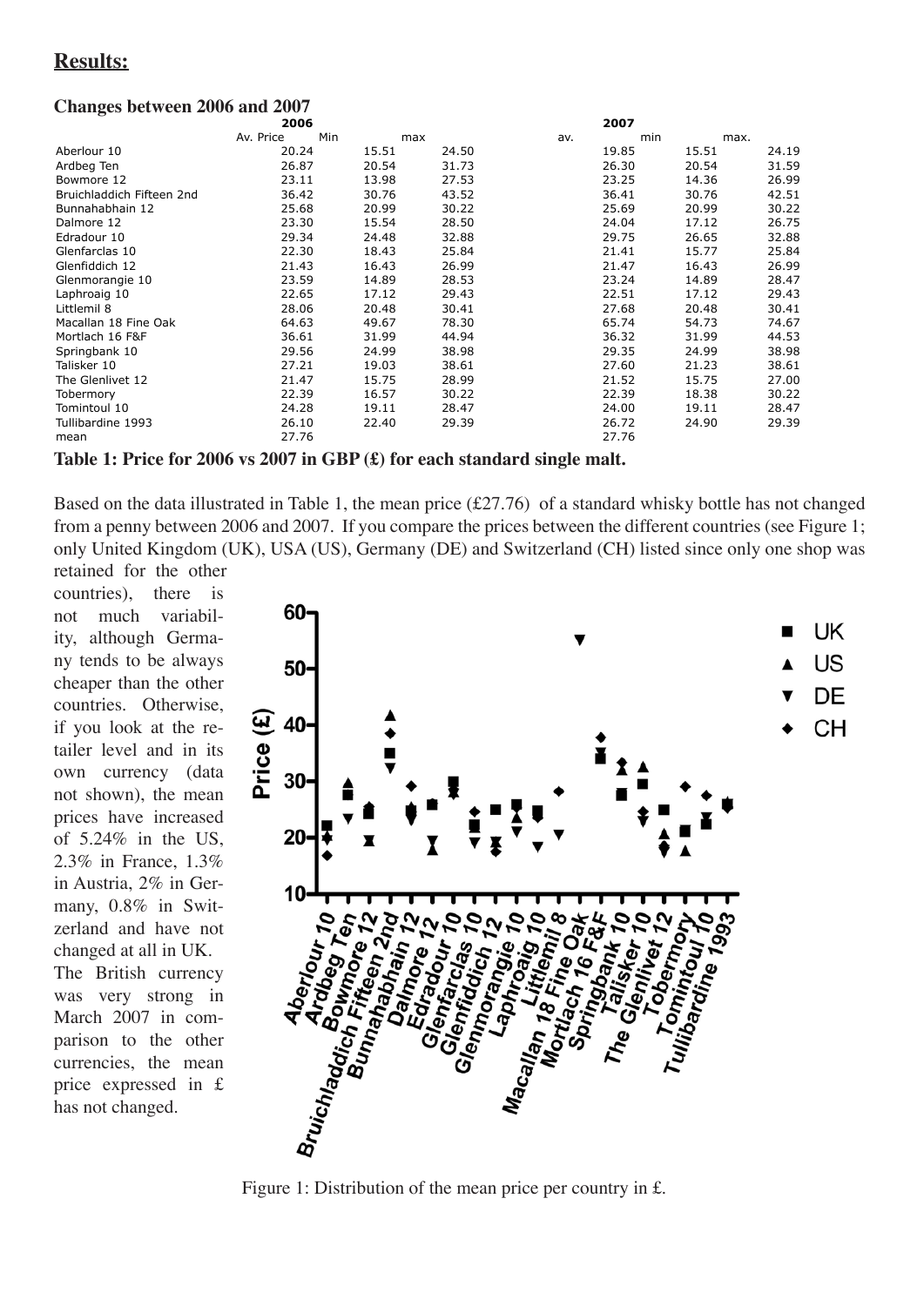## **Results:**

### **Changes between 2006 and 2007**

| | 2006 | | | 2007 | | |
|---|---|---|---|---|---|---|
| | Av. Price | Min | max | av. | min | max. |
| Aberlour 10 | 20.24 | 15.51 | 24.50 | 19.85 | 15.51 | 24.19 |
| Ardbeg Ten | 26.87 | 20.54 | 31.73 | 26.30 | 20.54 | 31.59 |
| Bowmore 12 | 23.11 | 13.98 | 27.53 | 23.25 | 14.36 | 26.99 |
| Bruichladdich Fifteen 2nd | 36.42 | 30.76 | 43.52 | 36.41 | 30.76 | 42.51 |
| Bunnahabhain 12 | 25.68 | 20.99 | 30.22 | 25.69 | 20.99 | 30.22 |
| Dalmore 12 | 23.30 | 15.54 | 28.50 | 24.04 | 17.12 | 26.75 |
| Edradour 10 | 29.34 | 24.48 | 32.88 | 29.75 | 26.65 | 32.88 |
| Glenfarclas 10 | 22.30 | 18.43 | 25.84 | 21.41 | 15.77 | 25.84 |
| Glenfiddich 12 | 21.43 | 16.43 | 26.99 | 21.47 | 16.43 | 26.99 |
| Glenmorangie 10 | 23.59 | 14.89 | 28.53 | 23.24 | 14.89 | 28.47 |
| Laphroaig 10 | 22.65 | 17.12 | 29.43 | 22.51 | 17.12 | 29.43 |
| Littlemil 8 | 28.06 | 20.48 | 30.41 | 27.68 | 20.48 | 30.41 |
| Macallan 18 Fine Oak | 64.63 | 49.67 | 78.30 | 65.74 | 54.73 | 74.67 |
| Mortlach 16 F&F | 36.61 | 31.99 | 44.94 | 36.32 | 31.99 | 44.53 |
| Springbank 10 | 29.56 | 24.99 | 38.98 | 29.35 | 24.99 | 38.98 |
| Talisker 10 | 27.21 | 19.03 | 38.61 | 27.60 | 21.23 | 38.61 |
| The Glenlivet 12 | 21.47 | 15.75 | 28.99 | 21.52 | 15.75 | 27.00 |
| Tobermory | 22.39 | 16.57 | 30.22 | 22.39 | 18.38 | 30.22 |
| Tomintoul 10 | 24.28 | 19.11 | 28.47 | 24.00 | 19.11 | 28.47 |
| Tullibardine 1993 | 26.10 | 22.40 | 29.39 | 26.72 | 24.90 | 29.39 |
| mean | 27.76 | | | 27.76 | | |

**Table 1: Price for 2006 vs 2007 in GBP (£) for each standard single malt.**

Based on the data illustrated in Table 1, the mean price (£27.76) of a standard whisky bottle has not changed from a penny between 2006 and 2007. If you compare the prices between the different countries (see Figure 1; only United Kingdom (UK), USA (US), Germany (DE) and Switzerland (CH) listed since only one shop was retained for the other countries), there is not much variability, although Germany tends to be always cheaper than the other countries. Otherwise, if you look at the retailer level and in its own currency (data not shown), the mean prices have increased of 5.24% in the US, 2.3% in France, 1.3% in Austria, 2% in Germany, 0.8% in Switzerland and have not changed at all in UK. The British currency was very strong in March 2007 in comparison to the other currencies, the mean price expressed in £ has not changed.

Figure 1: Distribution of the mean price per country in £.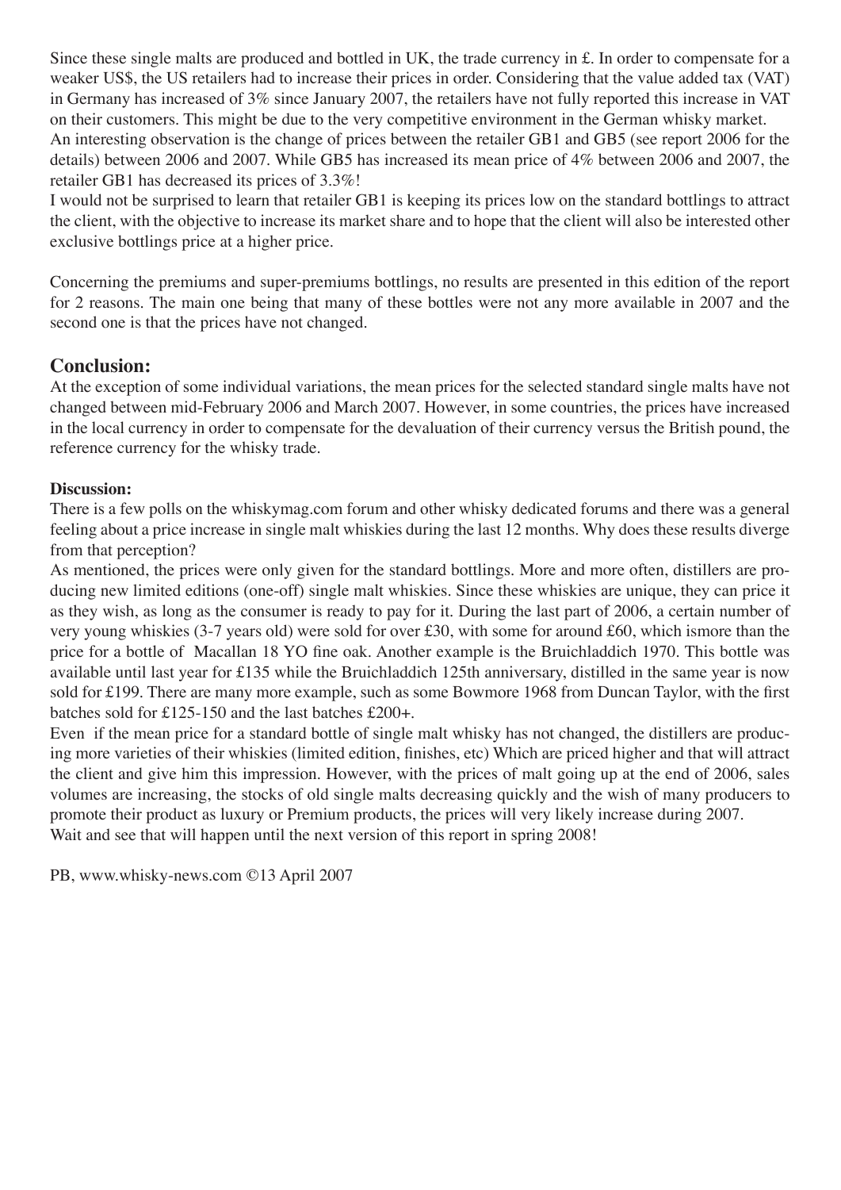Since these single malts are produced and bottled in UK, the trade currency in £. In order to compensate for a weaker US$, the US retailers had to increase their prices in order. Considering that the value added tax (VAT) in Germany has increased of 3% since January 2007, the retailers have not fully reported this increase in VAT on their customers. This might be due to the very competitive environment in the German whisky market.
An interesting observation is the change of prices between the retailer GB1 and GB5 (see report 2006 for the details) between 2006 and 2007. While GB5 has increased its mean price of 4% between 2006 and 2007, the retailer GB1 has decreased its prices of 3.3%!
I would not be surprised to learn that retailer GB1 is keeping its prices low on the standard bottlings to attract the client, with the objective to increase its market share and to hope that the client will also be interested other exclusive bottlings price at a higher price.

Concerning the premiums and super-premiums bottlings, no results are presented in this edition of the report for 2 reasons. The main one being that many of these bottles were not any more available in 2007 and the second one is that the prices have not changed.

## Conclusion:

At the exception of some individual variations, the mean prices for the selected standard single malts have not changed between mid-February 2006 and March 2007. However, in some countries, the prices have increased in the local currency in order to compensate for the devaluation of their currency versus the British pound, the reference currency for the whisky trade.

### Discussion:

There is a few polls on the whiskymag.com forum and other whisky dedicated forums and there was a general feeling about a price increase in single malt whiskies during the last 12 months. Why does these results diverge from that perception?
As mentioned, the prices were only given for the standard bottlings. More and more often, distillers are producing new limited editions (one-off) single malt whiskies. Since these whiskies are unique, they can price it as they wish, as long as the consumer is ready to pay for it. During the last part of 2006, a certain number of very young whiskies (3-7 years old) were sold for over £30, with some for around £60, which ismore than the price for a bottle of Macallan 18 YO fine oak. Another example is the Bruichladdich 1970. This bottle was available until last year for £135 while the Bruichladdich 125th anniversary, distilled in the same year is now sold for £199. There are many more example, such as some Bowmore 1968 from Duncan Taylor, with the first batches sold for £125-150 and the last batches £200+.
Even if the mean price for a standard bottle of single malt whisky has not changed, the distillers are producing more varieties of their whiskies (limited edition, finishes, etc) Which are priced higher and that will attract the client and give him this impression. However, with the prices of malt going up at the end of 2006, sales volumes are increasing, the stocks of old single malts decreasing quickly and the wish of many producers to promote their product as luxury or Premium products, the prices will very likely increase during 2007.
Wait and see that will happen until the next version of this report in spring 2008!

PB, www.whisky-news.com ©13 April 2007